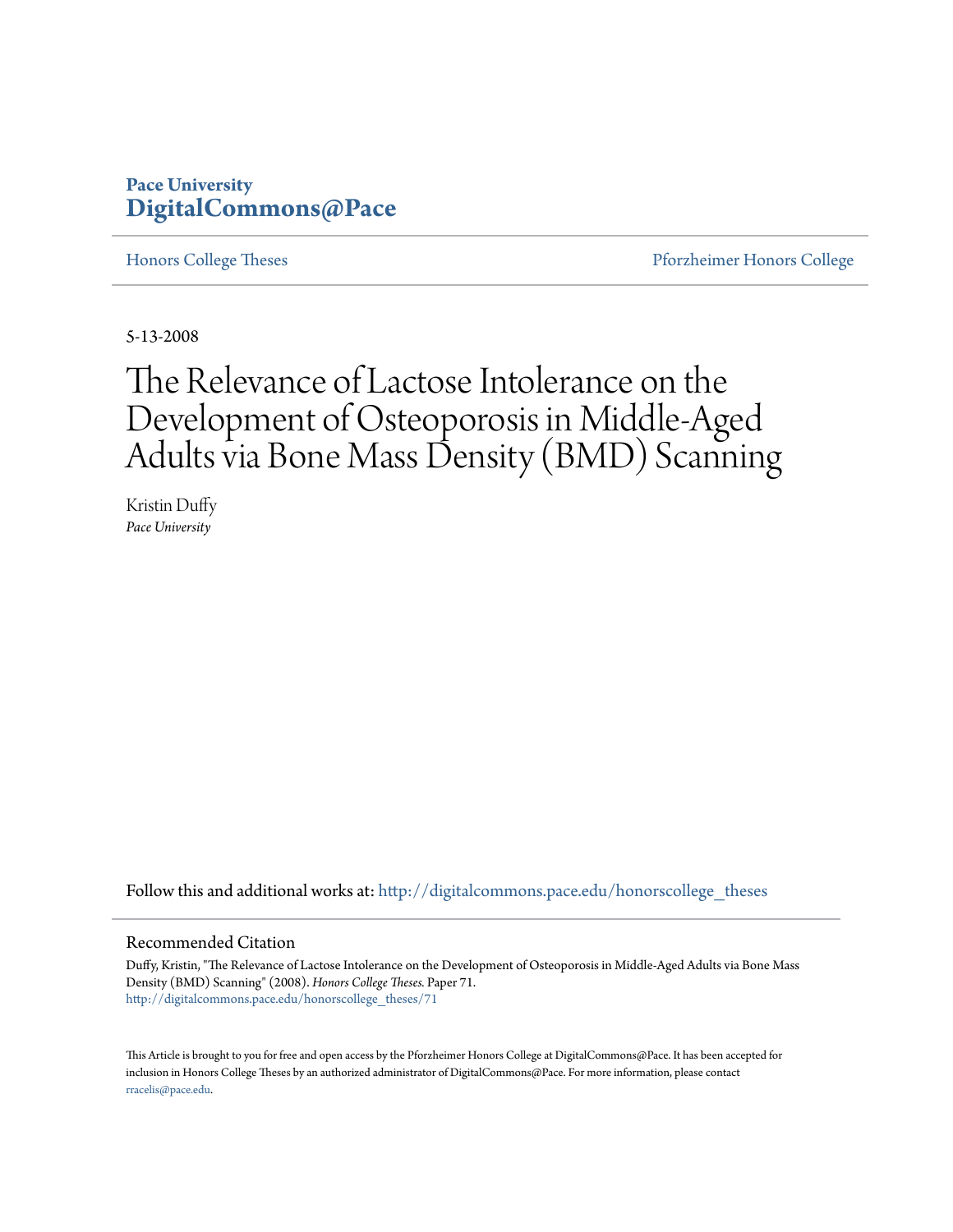Pace University
**DigitalCommons@Pace**

Honors College Theses | Pforzheimer Honors College

5-13-2008

# The Relevance of Lactose Intolerance on the Development of Osteoporosis in Middle-Aged Adults via Bone Mass Density (BMD) Scanning

Kristin Duffy
*Pace University*

Follow this and additional works at: http://digitalcommons.pace.edu/honorscollege_theses

## Recommended Citation

Duffy, Kristin, "The Relevance of Lactose Intolerance on the Development of Osteoporosis in Middle-Aged Adults via Bone Mass Density (BMD) Scanning" (2008). *Honors College Theses.* Paper 71.
http://digitalcommons.pace.edu/honorscollege_theses/71

This Article is brought to you for free and open access by the Pforzheimer Honors College at DigitalCommons@Pace. It has been accepted for inclusion in Honors College Theses by an authorized administrator of DigitalCommons@Pace. For more information, please contact rracelis@pace.edu.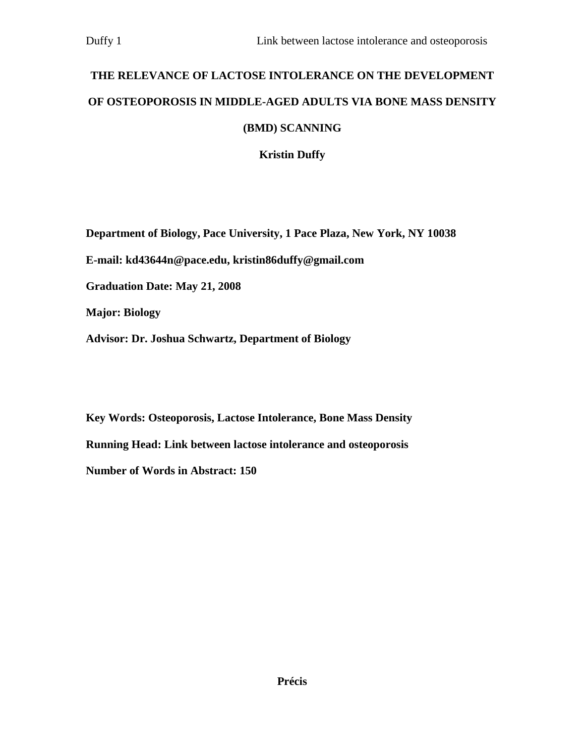# THE RELEVANCE OF LACTOSE INTOLERANCE ON THE DEVELOPMENT OF OSTEOPOROSIS IN MIDDLE-AGED ADULTS VIA BONE MASS DENSITY (BMD) SCANNING

**Kristin Duffy**

**Department of Biology, Pace University, 1 Pace Plaza, New York, NY 10038**

**E-mail: kd43644n@pace.edu, kristin86duffy@gmail.com**

**Graduation Date: May 21, 2008**

**Major: Biology**

**Advisor: Dr. Joshua Schwartz, Department of Biology**

**Key Words: Osteoporosis, Lactose Intolerance, Bone Mass Density**

**Running Head: Link between lactose intolerance and osteoporosis**

**Number of Words in Abstract: 150**

## Précis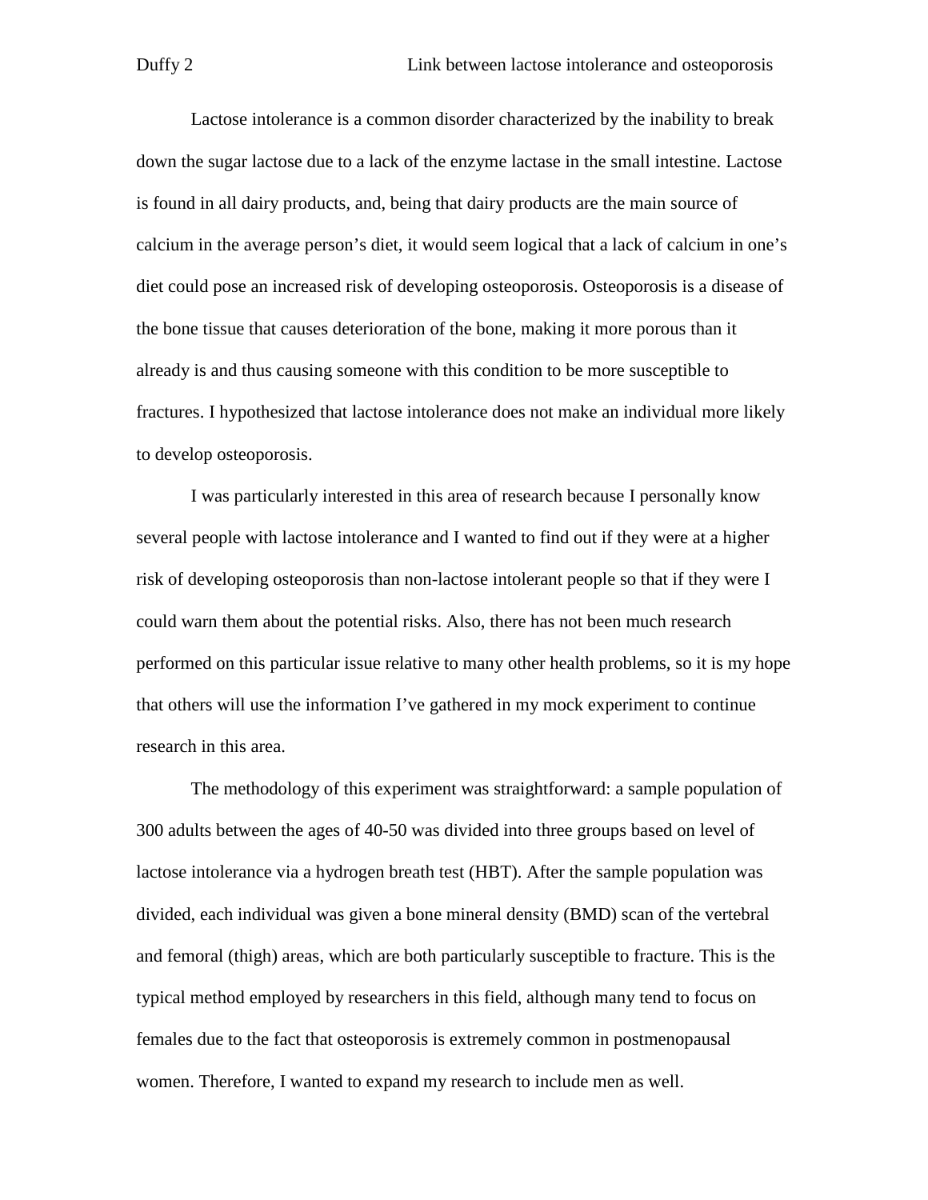Lactose intolerance is a common disorder characterized by the inability to break down the sugar lactose due to a lack of the enzyme lactase in the small intestine. Lactose is found in all dairy products, and, being that dairy products are the main source of calcium in the average person's diet, it would seem logical that a lack of calcium in one's diet could pose an increased risk of developing osteoporosis. Osteoporosis is a disease of the bone tissue that causes deterioration of the bone, making it more porous than it already is and thus causing someone with this condition to be more susceptible to fractures. I hypothesized that lactose intolerance does not make an individual more likely to develop osteoporosis.

I was particularly interested in this area of research because I personally know several people with lactose intolerance and I wanted to find out if they were at a higher risk of developing osteoporosis than non-lactose intolerant people so that if they were I could warn them about the potential risks. Also, there has not been much research performed on this particular issue relative to many other health problems, so it is my hope that others will use the information I've gathered in my mock experiment to continue research in this area.

The methodology of this experiment was straightforward: a sample population of 300 adults between the ages of 40-50 was divided into three groups based on level of lactose intolerance via a hydrogen breath test (HBT). After the sample population was divided, each individual was given a bone mineral density (BMD) scan of the vertebral and femoral (thigh) areas, which are both particularly susceptible to fracture. This is the typical method employed by researchers in this field, although many tend to focus on females due to the fact that osteoporosis is extremely common in postmenopausal women. Therefore, I wanted to expand my research to include men as well.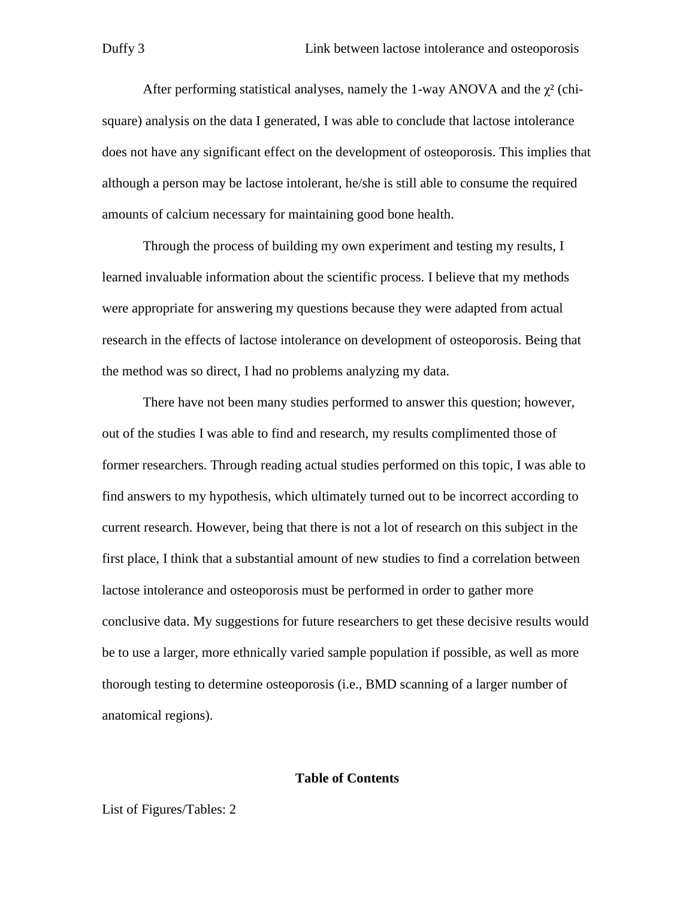After performing statistical analyses, namely the 1-way ANOVA and the $\chi^2$ (chi-square) analysis on the data I generated, I was able to conclude that lactose intolerance does not have any significant effect on the development of osteoporosis. This implies that although a person may be lactose intolerant, he/she is still able to consume the required amounts of calcium necessary for maintaining good bone health.

Through the process of building my own experiment and testing my results, I learned invaluable information about the scientific process. I believe that my methods were appropriate for answering my questions because they were adapted from actual research in the effects of lactose intolerance on development of osteoporosis. Being that the method was so direct, I had no problems analyzing my data.

There have not been many studies performed to answer this question; however, out of the studies I was able to find and research, my results complimented those of former researchers. Through reading actual studies performed on this topic, I was able to find answers to my hypothesis, which ultimately turned out to be incorrect according to current research. However, being that there is not a lot of research on this subject in the first place, I think that a substantial amount of new studies to find a correlation between lactose intolerance and osteoporosis must be performed in order to gather more conclusive data. My suggestions for future researchers to get these decisive results would be to use a larger, more ethnically varied sample population if possible, as well as more thorough testing to determine osteoporosis (i.e., BMD scanning of a larger number of anatomical regions).

**Table of Contents**

List of Figures/Tables: 2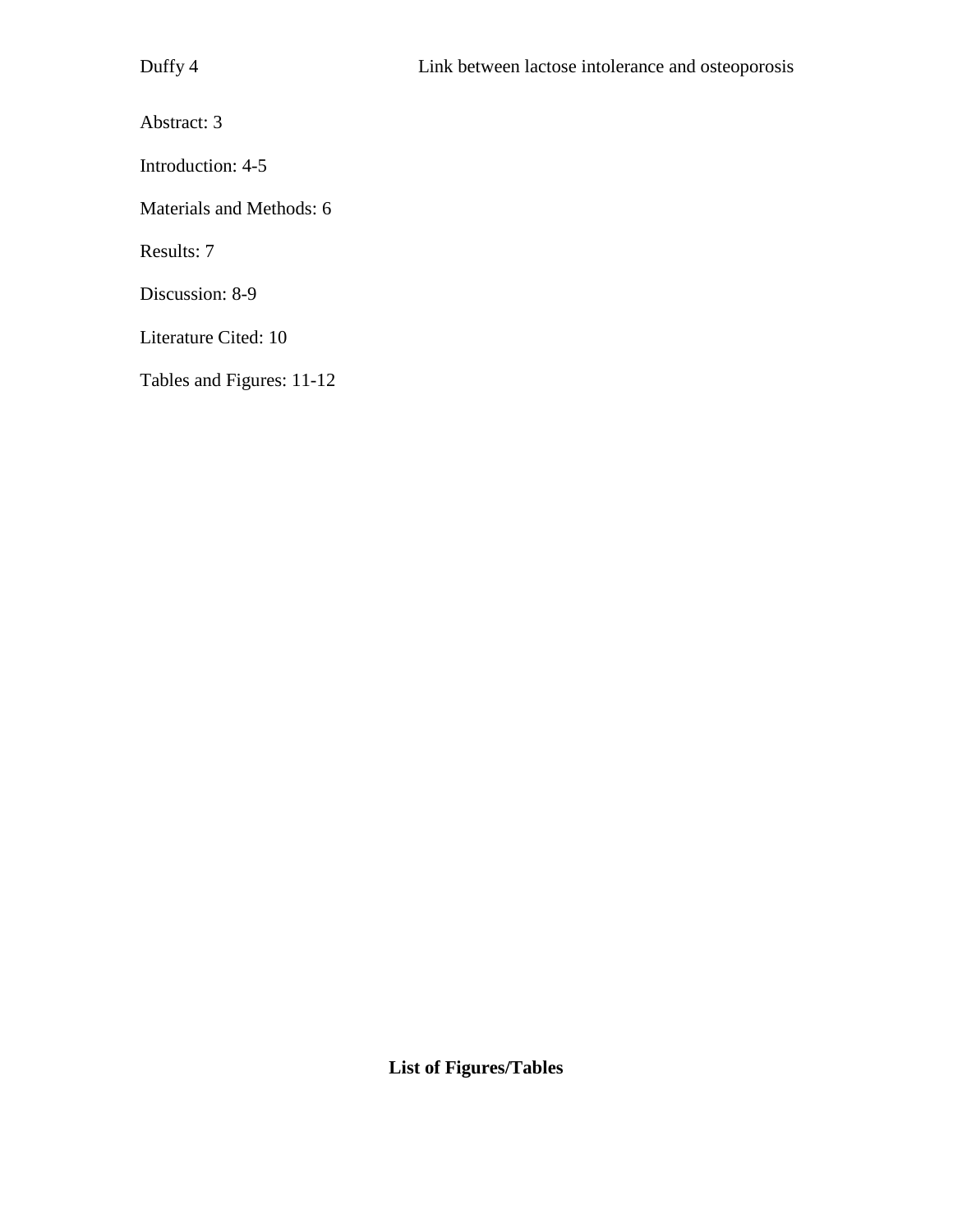Abstract: 3

Introduction: 4-5

Materials and Methods: 6

Results: 7

Discussion: 8-9

Literature Cited: 10

Tables and Figures: 11-12

**List of Figures/Tables**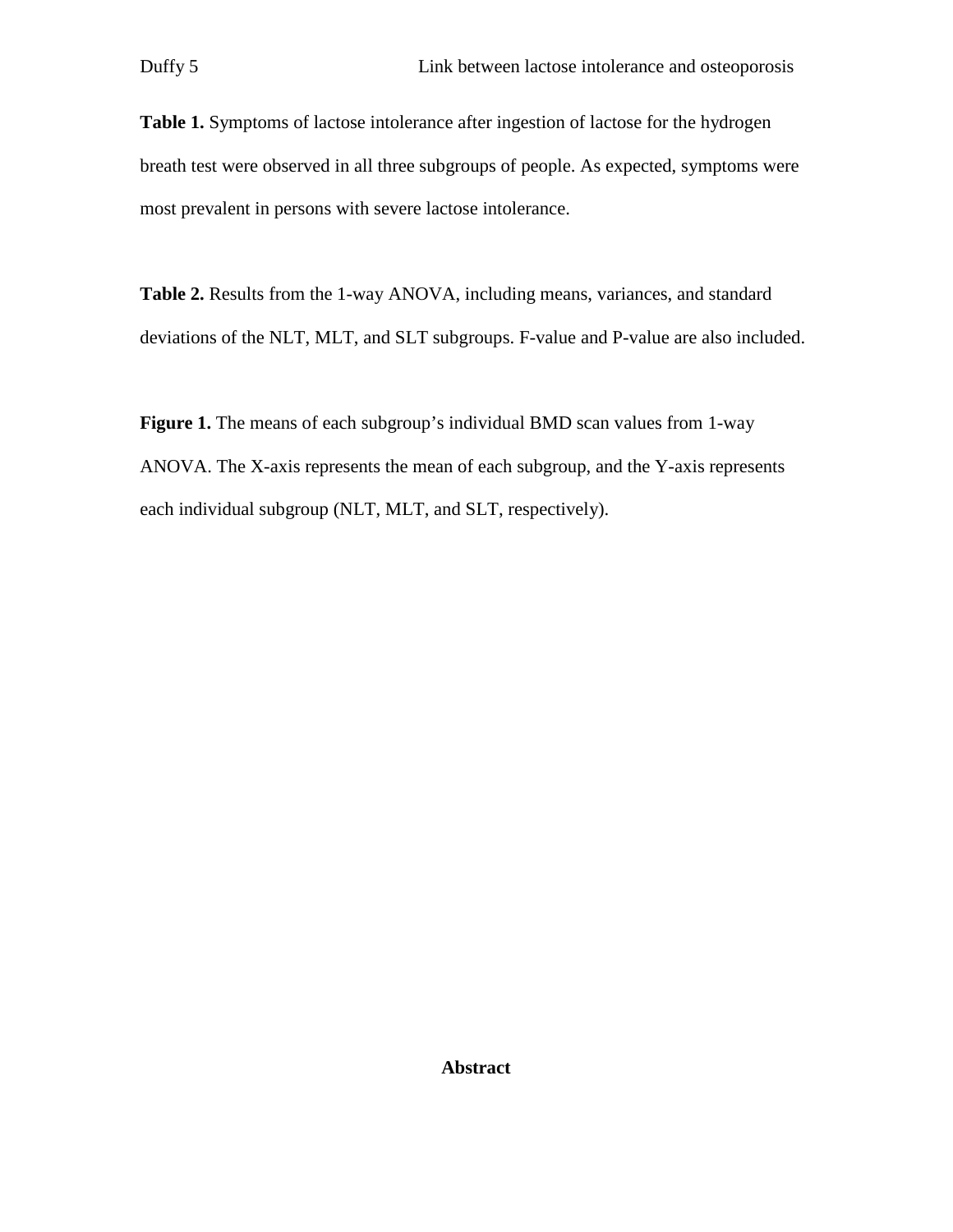**Table 1.** Symptoms of lactose intolerance after ingestion of lactose for the hydrogen breath test were observed in all three subgroups of people. As expected, symptoms were most prevalent in persons with severe lactose intolerance.

**Table 2.** Results from the 1-way ANOVA, including means, variances, and standard deviations of the NLT, MLT, and SLT subgroups. F-value and P-value are also included.

**Figure 1.** The means of each subgroup's individual BMD scan values from 1-way ANOVA. The X-axis represents the mean of each subgroup, and the Y-axis represents each individual subgroup (NLT, MLT, and SLT, respectively).

## Abstract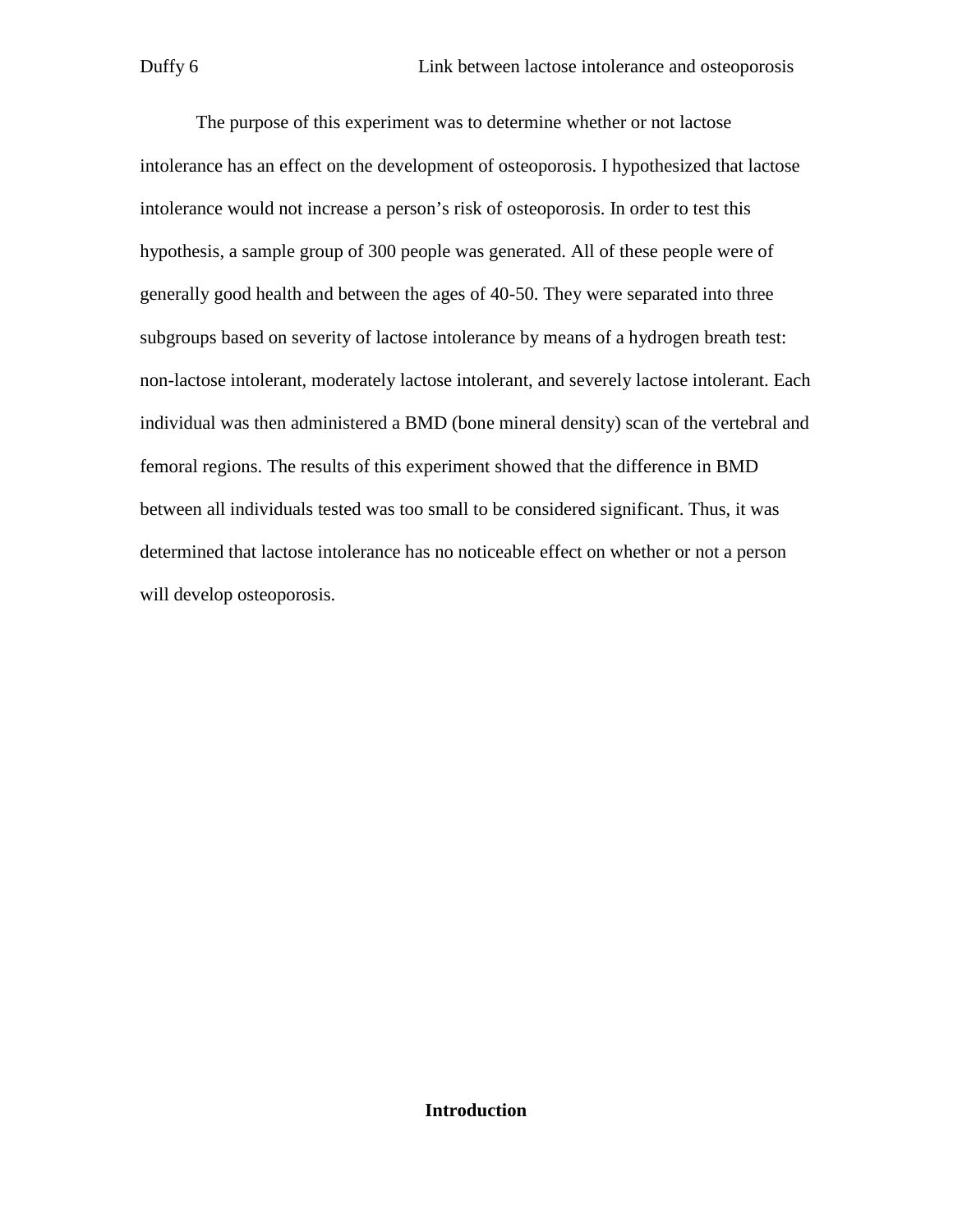The purpose of this experiment was to determine whether or not lactose intolerance has an effect on the development of osteoporosis. I hypothesized that lactose intolerance would not increase a person's risk of osteoporosis. In order to test this hypothesis, a sample group of 300 people was generated. All of these people were of generally good health and between the ages of 40-50. They were separated into three subgroups based on severity of lactose intolerance by means of a hydrogen breath test: non-lactose intolerant, moderately lactose intolerant, and severely lactose intolerant. Each individual was then administered a BMD (bone mineral density) scan of the vertebral and femoral regions. The results of this experiment showed that the difference in BMD between all individuals tested was too small to be considered significant. Thus, it was determined that lactose intolerance has no noticeable effect on whether or not a person will develop osteoporosis.

## Introduction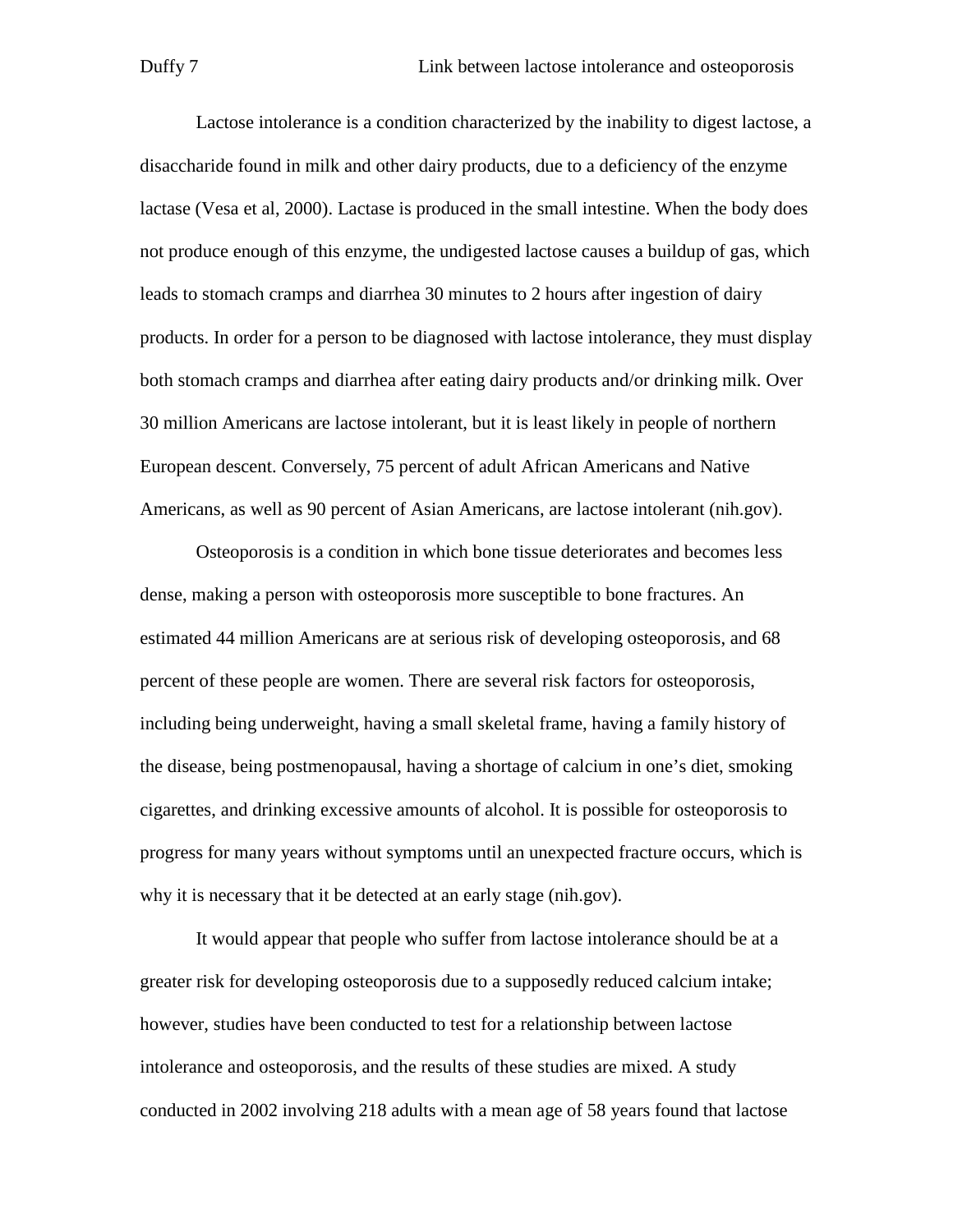Lactose intolerance is a condition characterized by the inability to digest lactose, a disaccharide found in milk and other dairy products, due to a deficiency of the enzyme lactase (Vesa et al, 2000). Lactase is produced in the small intestine. When the body does not produce enough of this enzyme, the undigested lactose causes a buildup of gas, which leads to stomach cramps and diarrhea 30 minutes to 2 hours after ingestion of dairy products. In order for a person to be diagnosed with lactose intolerance, they must display both stomach cramps and diarrhea after eating dairy products and/or drinking milk. Over 30 million Americans are lactose intolerant, but it is least likely in people of northern European descent. Conversely, 75 percent of adult African Americans and Native Americans, as well as 90 percent of Asian Americans, are lactose intolerant (nih.gov).

Osteoporosis is a condition in which bone tissue deteriorates and becomes less dense, making a person with osteoporosis more susceptible to bone fractures. An estimated 44 million Americans are at serious risk of developing osteoporosis, and 68 percent of these people are women. There are several risk factors for osteoporosis, including being underweight, having a small skeletal frame, having a family history of the disease, being postmenopausal, having a shortage of calcium in one's diet, smoking cigarettes, and drinking excessive amounts of alcohol. It is possible for osteoporosis to progress for many years without symptoms until an unexpected fracture occurs, which is why it is necessary that it be detected at an early stage (nih.gov).

It would appear that people who suffer from lactose intolerance should be at a greater risk for developing osteoporosis due to a supposedly reduced calcium intake; however, studies have been conducted to test for a relationship between lactose intolerance and osteoporosis, and the results of these studies are mixed. A study conducted in 2002 involving 218 adults with a mean age of 58 years found that lactose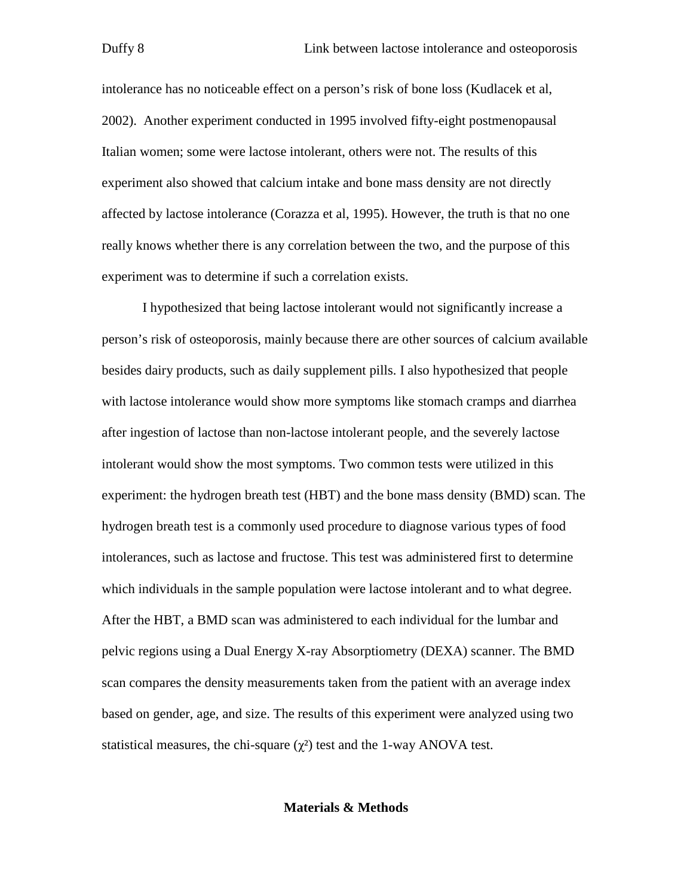intolerance has no noticeable effect on a person's risk of bone loss (Kudlacek et al, 2002). Another experiment conducted in 1995 involved fifty-eight postmenopausal Italian women; some were lactose intolerant, others were not. The results of this experiment also showed that calcium intake and bone mass density are not directly affected by lactose intolerance (Corazza et al, 1995). However, the truth is that no one really knows whether there is any correlation between the two, and the purpose of this experiment was to determine if such a correlation exists.

I hypothesized that being lactose intolerant would not significantly increase a person's risk of osteoporosis, mainly because there are other sources of calcium available besides dairy products, such as daily supplement pills. I also hypothesized that people with lactose intolerance would show more symptoms like stomach cramps and diarrhea after ingestion of lactose than non-lactose intolerant people, and the severely lactose intolerant would show the most symptoms. Two common tests were utilized in this experiment: the hydrogen breath test (HBT) and the bone mass density (BMD) scan. The hydrogen breath test is a commonly used procedure to diagnose various types of food intolerances, such as lactose and fructose. This test was administered first to determine which individuals in the sample population were lactose intolerant and to what degree. After the HBT, a BMD scan was administered to each individual for the lumbar and pelvic regions using a Dual Energy X-ray Absorptiometry (DEXA) scanner. The BMD scan compares the density measurements taken from the patient with an average index based on gender, age, and size. The results of this experiment were analyzed using two statistical measures, the chi-square ($\chi^2$) test and the 1-way ANOVA test.

## Materials & Methods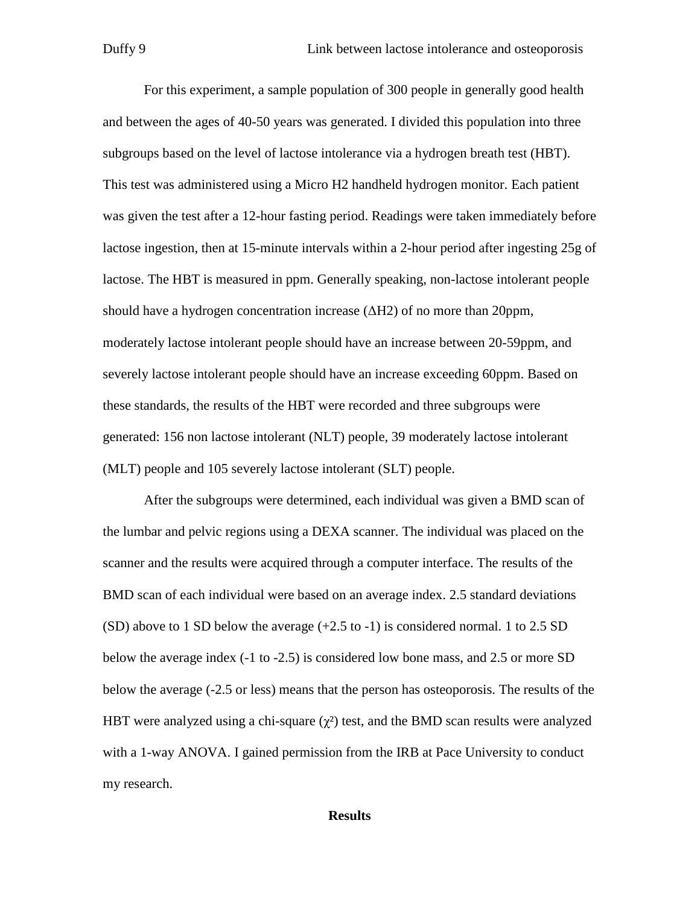For this experiment, a sample population of 300 people in generally good health and between the ages of 40-50 years was generated. I divided this population into three subgroups based on the level of lactose intolerance via a hydrogen breath test (HBT). This test was administered using a Micro H2 handheld hydrogen monitor. Each patient was given the test after a 12-hour fasting period. Readings were taken immediately before lactose ingestion, then at 15-minute intervals within a 2-hour period after ingesting 25g of lactose. The HBT is measured in ppm. Generally speaking, non-lactose intolerant people should have a hydrogen concentration increase ($\Delta H2$) of no more than 20ppm, moderately lactose intolerant people should have an increase between 20-59ppm, and severely lactose intolerant people should have an increase exceeding 60ppm. Based on these standards, the results of the HBT were recorded and three subgroups were generated: 156 non lactose intolerant (NLT) people, 39 moderately lactose intolerant (MLT) people and 105 severely lactose intolerant (SLT) people.

After the subgroups were determined, each individual was given a BMD scan of the lumbar and pelvic regions using a DEXA scanner. The individual was placed on the scanner and the results were acquired through a computer interface. The results of the BMD scan of each individual were based on an average index. 2.5 standard deviations (SD) above to 1 SD below the average (+2.5 to -1) is considered normal. 1 to 2.5 SD below the average index (-1 to -2.5) is considered low bone mass, and 2.5 or more SD below the average (-2.5 or less) means that the person has osteoporosis. The results of the HBT were analyzed using a chi-square ($\chi^2$) test, and the BMD scan results were analyzed with a 1-way ANOVA. I gained permission from the IRB at Pace University to conduct my research.

## Results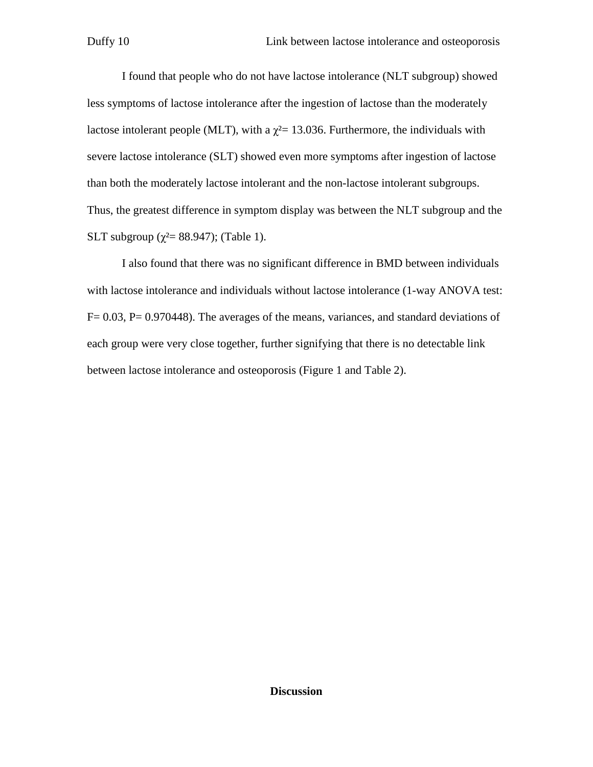I found that people who do not have lactose intolerance (NLT subgroup) showed less symptoms of lactose intolerance after the ingestion of lactose than the moderately lactose intolerant people (MLT), with a $\chi^2$= 13.036. Furthermore, the individuals with severe lactose intolerance (SLT) showed even more symptoms after ingestion of lactose than both the moderately lactose intolerant and the non-lactose intolerant subgroups. Thus, the greatest difference in symptom display was between the NLT subgroup and the SLT subgroup ($\chi^2$= 88.947); (Table 1).

I also found that there was no significant difference in BMD between individuals with lactose intolerance and individuals without lactose intolerance (1-way ANOVA test: F= 0.03, P= 0.970448). The averages of the means, variances, and standard deviations of each group were very close together, further signifying that there is no detectable link between lactose intolerance and osteoporosis (Figure 1 and Table 2).

## Discussion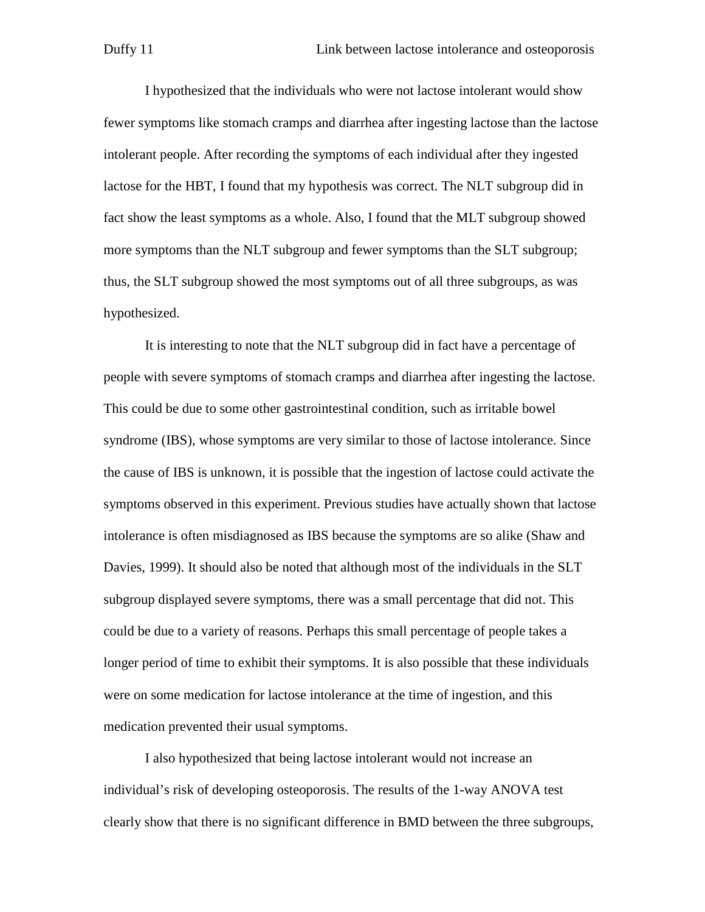I hypothesized that the individuals who were not lactose intolerant would show fewer symptoms like stomach cramps and diarrhea after ingesting lactose than the lactose intolerant people. After recording the symptoms of each individual after they ingested lactose for the HBT, I found that my hypothesis was correct. The NLT subgroup did in fact show the least symptoms as a whole. Also, I found that the MLT subgroup showed more symptoms than the NLT subgroup and fewer symptoms than the SLT subgroup; thus, the SLT subgroup showed the most symptoms out of all three subgroups, as was hypothesized.

It is interesting to note that the NLT subgroup did in fact have a percentage of people with severe symptoms of stomach cramps and diarrhea after ingesting the lactose. This could be due to some other gastrointestinal condition, such as irritable bowel syndrome (IBS), whose symptoms are very similar to those of lactose intolerance. Since the cause of IBS is unknown, it is possible that the ingestion of lactose could activate the symptoms observed in this experiment. Previous studies have actually shown that lactose intolerance is often misdiagnosed as IBS because the symptoms are so alike (Shaw and Davies, 1999). It should also be noted that although most of the individuals in the SLT subgroup displayed severe symptoms, there was a small percentage that did not. This could be due to a variety of reasons. Perhaps this small percentage of people takes a longer period of time to exhibit their symptoms. It is also possible that these individuals were on some medication for lactose intolerance at the time of ingestion, and this medication prevented their usual symptoms.

I also hypothesized that being lactose intolerant would not increase an individual's risk of developing osteoporosis. The results of the 1-way ANOVA test clearly show that there is no significant difference in BMD between the three subgroups,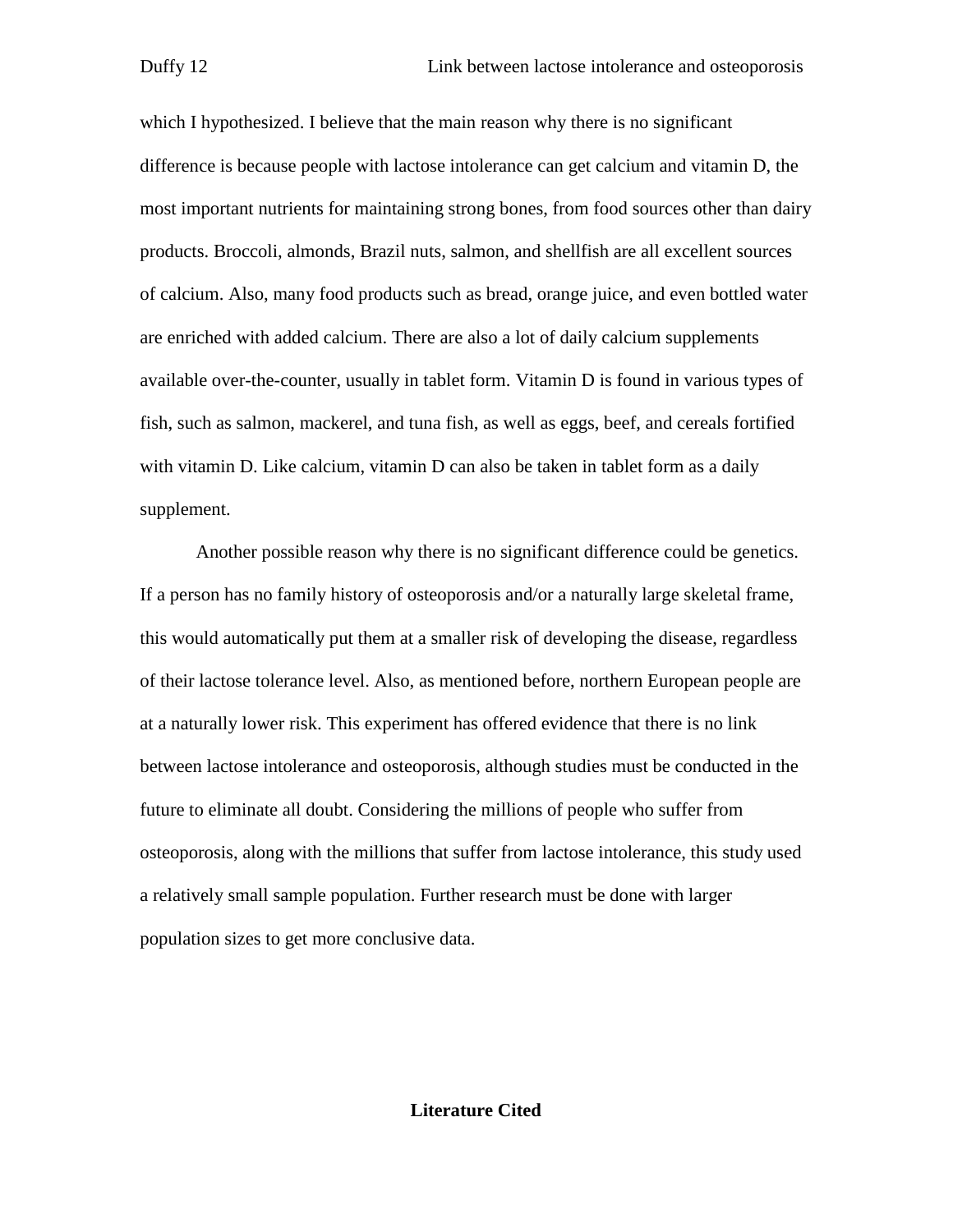which I hypothesized. I believe that the main reason why there is no significant difference is because people with lactose intolerance can get calcium and vitamin D, the most important nutrients for maintaining strong bones, from food sources other than dairy products. Broccoli, almonds, Brazil nuts, salmon, and shellfish are all excellent sources of calcium. Also, many food products such as bread, orange juice, and even bottled water are enriched with added calcium. There are also a lot of daily calcium supplements available over-the-counter, usually in tablet form. Vitamin D is found in various types of fish, such as salmon, mackerel, and tuna fish, as well as eggs, beef, and cereals fortified with vitamin D. Like calcium, vitamin D can also be taken in tablet form as a daily supplement.

Another possible reason why there is no significant difference could be genetics. If a person has no family history of osteoporosis and/or a naturally large skeletal frame, this would automatically put them at a smaller risk of developing the disease, regardless of their lactose tolerance level. Also, as mentioned before, northern European people are at a naturally lower risk. This experiment has offered evidence that there is no link between lactose intolerance and osteoporosis, although studies must be conducted in the future to eliminate all doubt. Considering the millions of people who suffer from osteoporosis, along with the millions that suffer from lactose intolerance, this study used a relatively small sample population. Further research must be done with larger population sizes to get more conclusive data.

## Literature Cited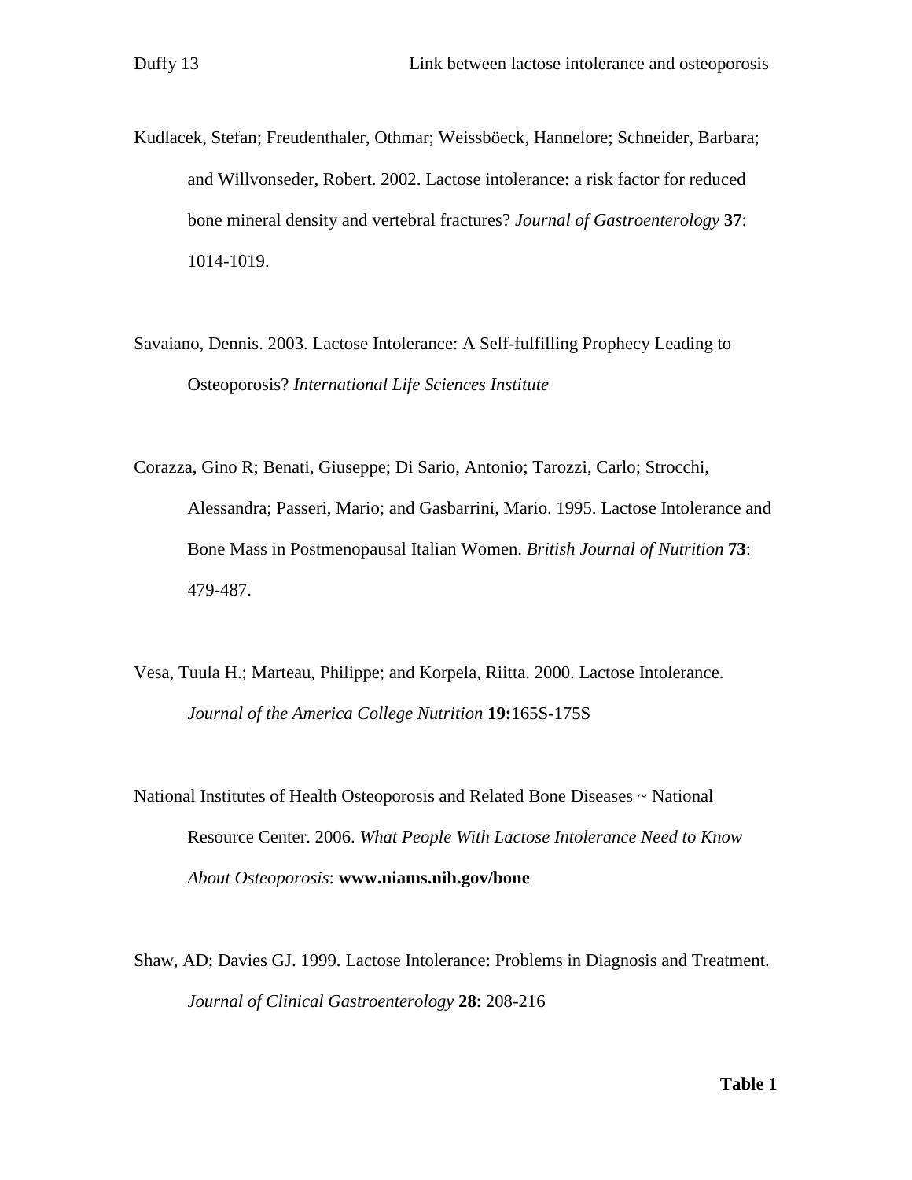Kudlacek, Stefan; Freudenthaler, Othmar; Weissböeck, Hannelore; Schneider, Barbara; and Willvonseder, Robert. 2002. Lactose intolerance: a risk factor for reduced bone mineral density and vertebral fractures? *Journal of Gastroenterology* **37**: 1014-1019.

Savaiano, Dennis. 2003. Lactose Intolerance: A Self-fulfilling Prophecy Leading to Osteoporosis? *International Life Sciences Institute*

Corazza, Gino R; Benati, Giuseppe; Di Sario, Antonio; Tarozzi, Carlo; Strocchi, Alessandra; Passeri, Mario; and Gasbarrini, Mario. 1995. Lactose Intolerance and Bone Mass in Postmenopausal Italian Women. *British Journal of Nutrition* **73**: 479-487.

Vesa, Tuula H.; Marteau, Philippe; and Korpela, Riitta. 2000. Lactose Intolerance. *Journal of the America College Nutrition* **19:**165S-175S

National Institutes of Health Osteoporosis and Related Bone Diseases ~ National Resource Center. 2006. *What People With Lactose Intolerance Need to Know About Osteoporosis*: **www.niams.nih.gov/bone**

Shaw, AD; Davies GJ. 1999. Lactose Intolerance: Problems in Diagnosis and Treatment. *Journal of Clinical Gastroenterology* **28**: 208-216

**Table 1**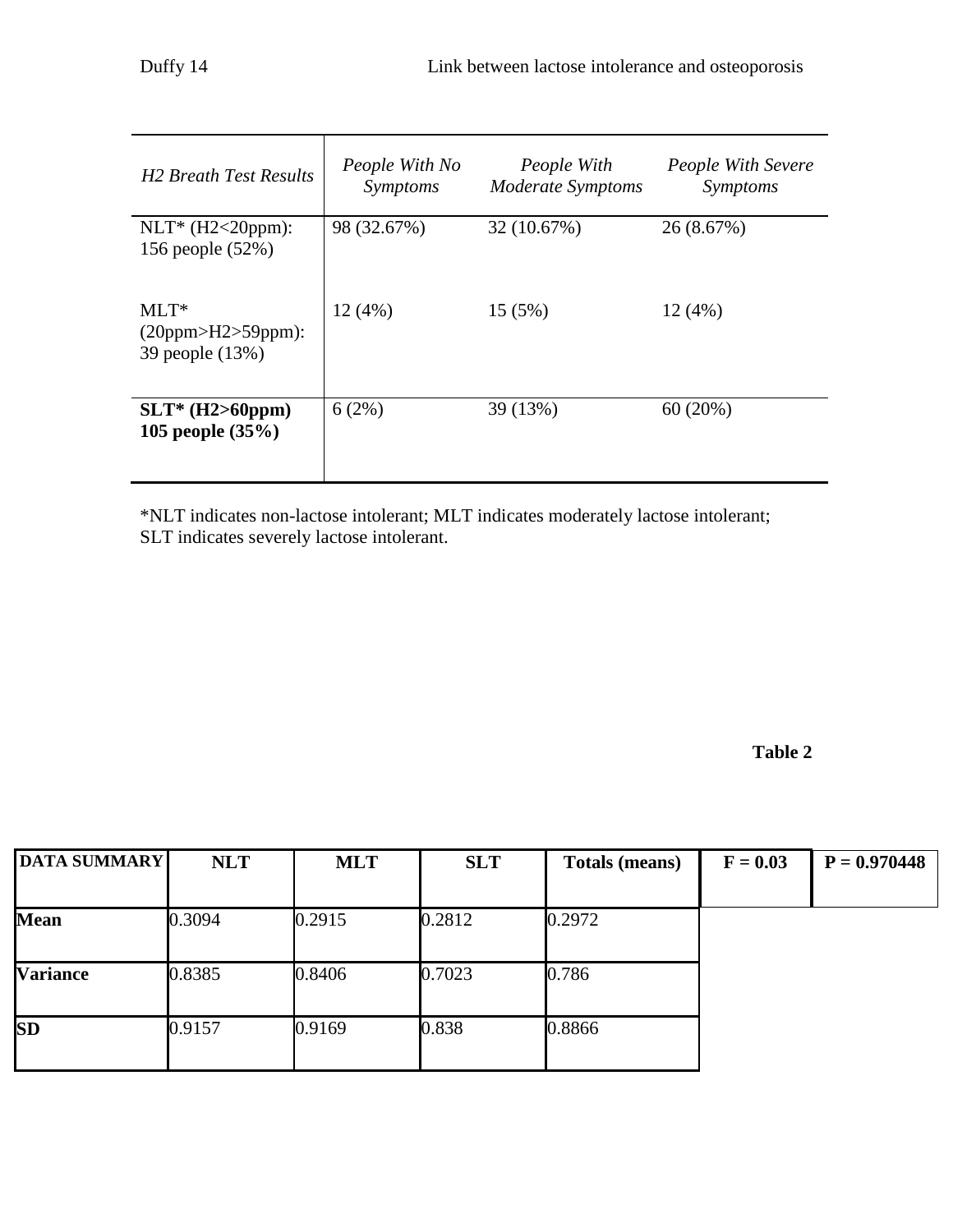| *H2 Breath Test Results* | *People With No Symptoms* | *People With Moderate Symptoms* | *People With Severe Symptoms* |
|---|---|---|---|
| NLT* ($H_2$<20ppm): 156 people (52%) | 98 (32.67%) | 32 (10.67%) | 26 (8.67%) |
| MLT* (20ppm>$H_2$>59ppm): 39 people (13%) | 12 (4%) | 15 (5%) | 12 (4%) |
| **SLT* ($H_2$>60ppm) 105 people (35%)** | 6 (2%) | 39 (13%) | 60 (20%) |

*NLT indicates non-lactose intolerant; MLT indicates moderately lactose intolerant; SLT indicates severely lactose intolerant.

**Table 2**

| **DATA SUMMARY** | **NLT** | **MLT** | **SLT** | **Totals (means)** | **F = 0.03** | **P = 0.970448** |
|---|---|---|---|---|---|---|
| **Mean** | 0.3094 | 0.2915 | 0.2812 | 0.2972 | | |
| **Variance** | 0.8385 | 0.8406 | 0.7023 | 0.786 | | |
| **SD** | 0.9157 | 0.9169 | 0.838 | 0.8866 | | |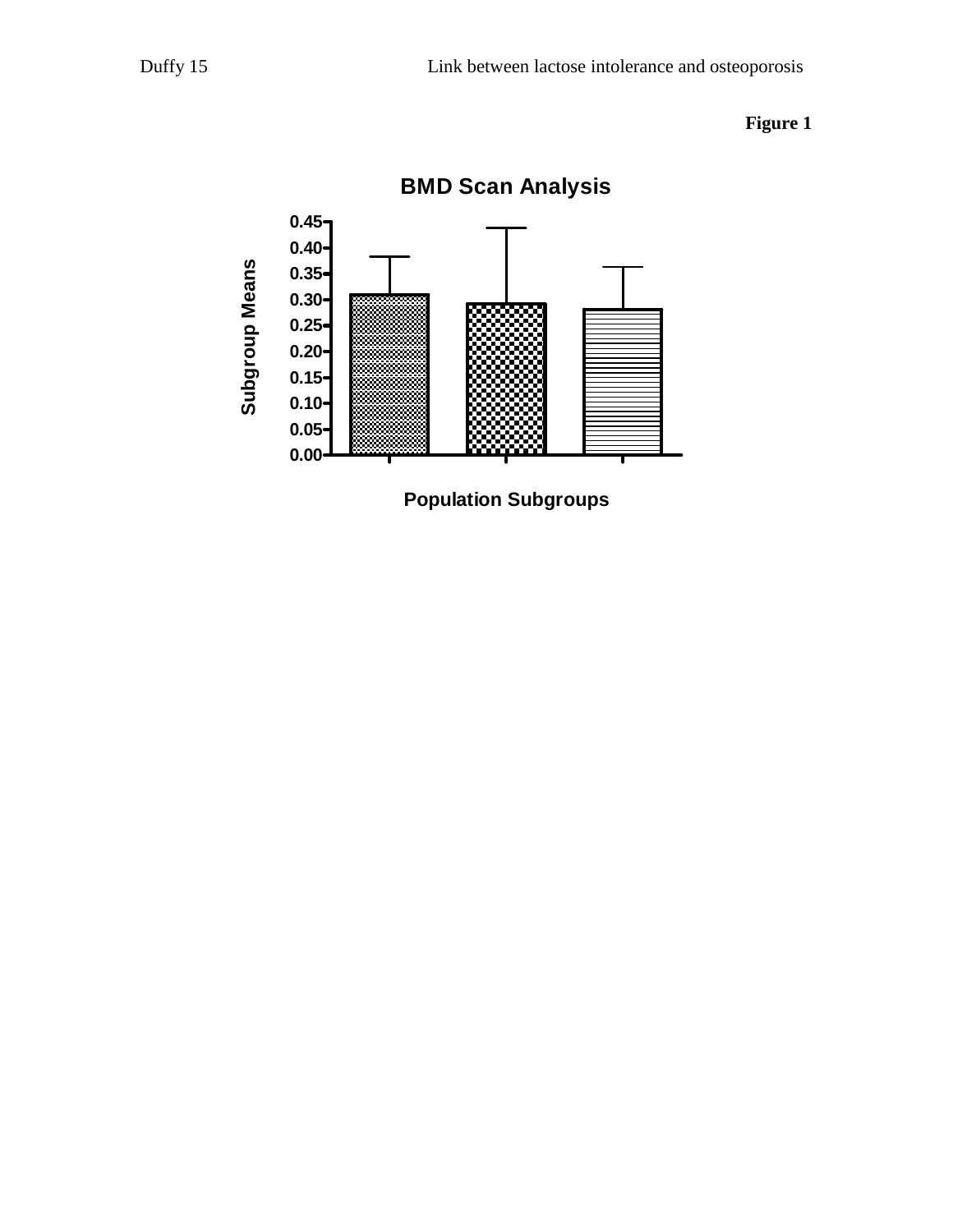**Figure 1**

BMD Scan Analysis

Subgroup Means

0.45
0.40
0.35
0.30
0.25
0.20
0.15
0.10
0.05
0.00

Population Subgroups